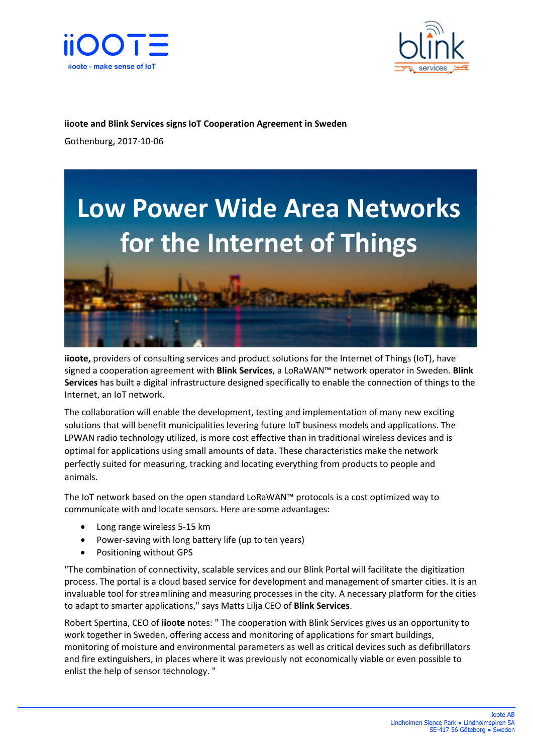iiOOTE
iioote - make sense of IoT

blink services

**iioote and Blink Services signs IoT Cooperation Agreement in Sweden**

Gothenburg, 2017-10-06

# Low Power Wide Area Networks for the Internet of Things

**iioote,** providers of consulting services and product solutions for the Internet of Things (IoT), have signed a cooperation agreement with **Blink Services**, a LoRaWAN™ network operator in Sweden. **Blink Services** has built a digital infrastructure designed specifically to enable the connection of things to the Internet, an IoT network.

The collaboration will enable the development, testing and implementation of many new exciting solutions that will benefit municipalities levering future IoT business models and applications. The LPWAN radio technology utilized, is more cost effective than in traditional wireless devices and is optimal for applications using small amounts of data. These characteristics make the network perfectly suited for measuring, tracking and locating everything from products to people and animals.

The IoT network based on the open standard LoRaWAN™ protocols is a cost optimized way to communicate with and locate sensors. Here are some advantages:

- Long range wireless 5-15 km
- Power-saving with long battery life (up to ten years)
- Positioning without GPS

"The combination of connectivity, scalable services and our Blink Portal will facilitate the digitization process. The portal is a cloud based service for development and management of smarter cities. It is an invaluable tool for streamlining and measuring processes in the city. A necessary platform for the cities to adapt to smarter applications," says Matts Lilja CEO of **Blink Services**.

Robert Spertina, CEO of **iioote** notes: " The cooperation with Blink Services gives us an opportunity to work together in Sweden, offering access and monitoring of applications for smart buildings, monitoring of moisture and environmental parameters as well as critical devices such as defibrillators and fire extinguishers, in places where it was previously not economically viable or even possible to enlist the help of sensor technology. "

iioote AB
Lindholmen Sience Park ● Lindholmspiren 5A
SE-417 56 Göteborg ● Sweden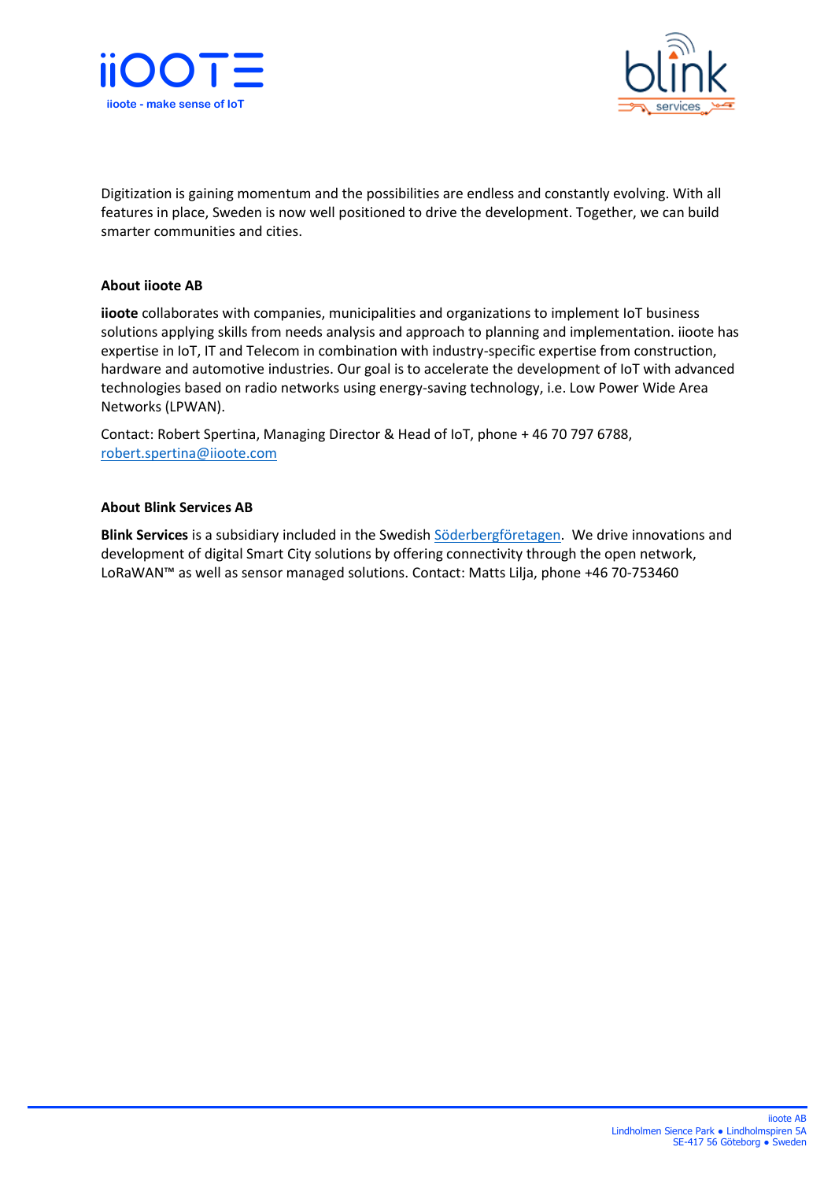Digitization is gaining momentum and the possibilities are endless and constantly evolving. With all features in place, Sweden is now well positioned to drive the development. Together, we can build smarter communities and cities.

**About iioote AB**

**iioote** collaborates with companies, municipalities and organizations to implement IoT business solutions applying skills from needs analysis and approach to planning and implementation. iioote has expertise in IoT, IT and Telecom in combination with industry-specific expertise from construction, hardware and automotive industries. Our goal is to accelerate the development of IoT with advanced technologies based on radio networks using energy-saving technology, i.e. Low Power Wide Area Networks (LPWAN).

Contact: Robert Spertina, Managing Director & Head of IoT, phone + 46 70 797 6788, robert.spertina@iioote.com

**About Blink Services AB**

**Blink Services** is a subsidiary included in the Swedish Söderbergföretagen. We drive innovations and development of digital Smart City solutions by offering connectivity through the open network, LoRaWAN™ as well as sensor managed solutions. Contact: Matts Lilja, phone +46 70-753460